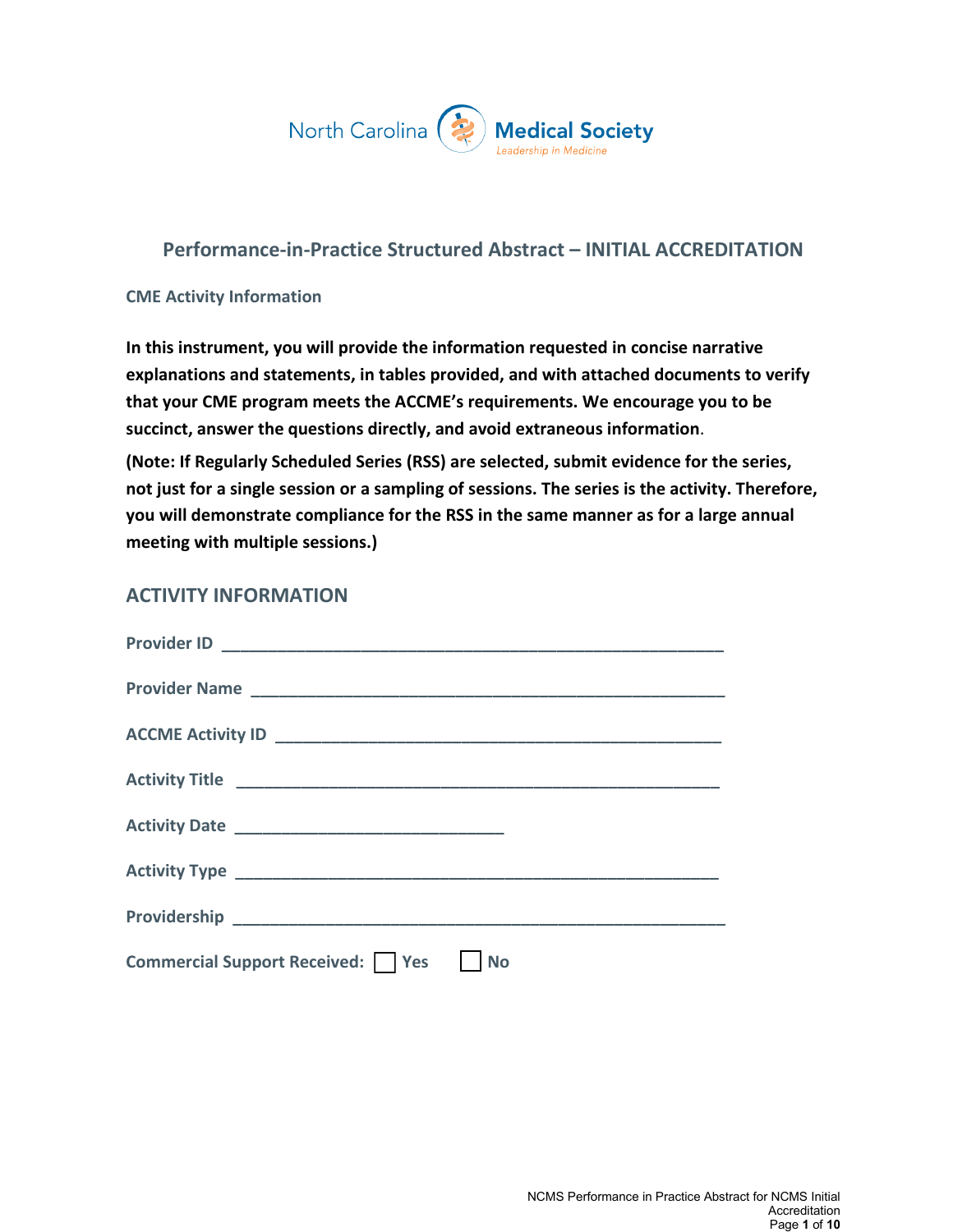North Carolina Medical Society
Leadership in Medicine

# Performance-in-Practice Structured Abstract – INITIAL ACCREDITATION

### CME Activity Information

**In this instrument, you will provide the information requested in concise narrative explanations and statements, in tables provided, and with attached documents to verify that your CME program meets the ACCME's requirements. We encourage you to be succinct, answer the questions directly, and avoid extraneous information**.

**(Note: If Regularly Scheduled Series (RSS) are selected, submit evidence for the series, not just for a single session or a sampling of sessions. The series is the activity. Therefore, you will demonstrate compliance for the RSS in the same manner as for a large annual meeting with multiple sessions.)**

## ACTIVITY INFORMATION

**Provider ID** ____________________________________________________________

**Provider Name** ______________________________________________________

**ACCME Activity ID** __________________________________________________

**Activity Title** ______________________________________________________

**Activity Date** ______________________________

**Activity Type** ______________________________________________________

**Providership** ________________________________________________________

**Commercial Support Received:** ☐ Yes ☐ No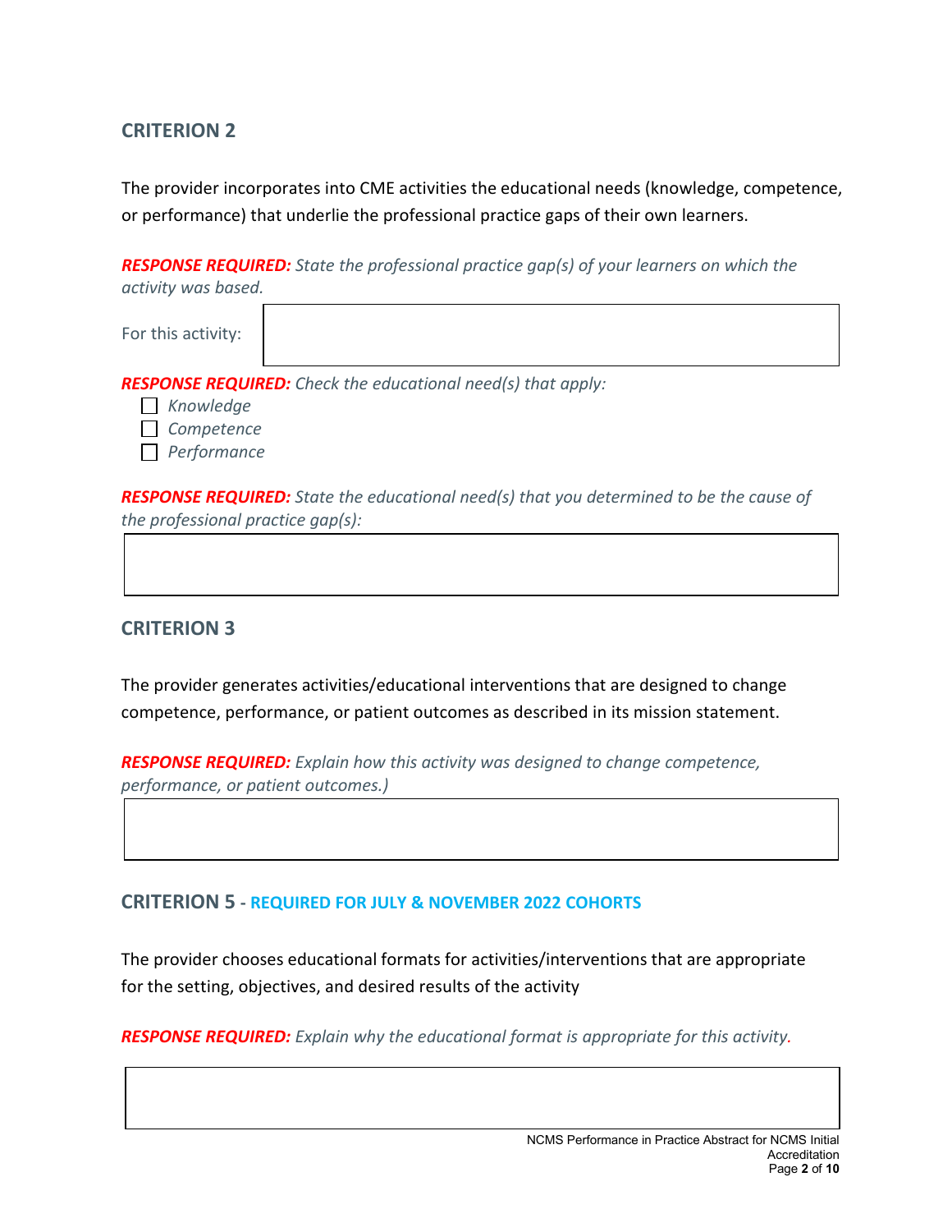## CRITERION 2

The provider incorporates into CME activities the educational needs (knowledge, competence, or performance) that underlie the professional practice gaps of their own learners.

***RESPONSE REQUIRED:*** *State the professional practice gap(s) of your learners on which the activity was based.*

For this activity:

***RESPONSE REQUIRED:*** *Check the educational need(s) that apply:*

- ☐ *Knowledge*
- ☐ *Competence*
- ☐ *Performance*

***RESPONSE REQUIRED:*** *State the educational need(s) that you determined to be the cause of the professional practice gap(s):*

## CRITERION 3

The provider generates activities/educational interventions that are designed to change competence, performance, or patient outcomes as described in its mission statement.

***RESPONSE REQUIRED:*** *Explain how this activity was designed to change competence, performance, or patient outcomes.)*

## CRITERION 5 - REQUIRED FOR JULY & NOVEMBER 2022 COHORTS

The provider chooses educational formats for activities/interventions that are appropriate for the setting, objectives, and desired results of the activity

***RESPONSE REQUIRED:*** *Explain why the educational format is appropriate for this activity.*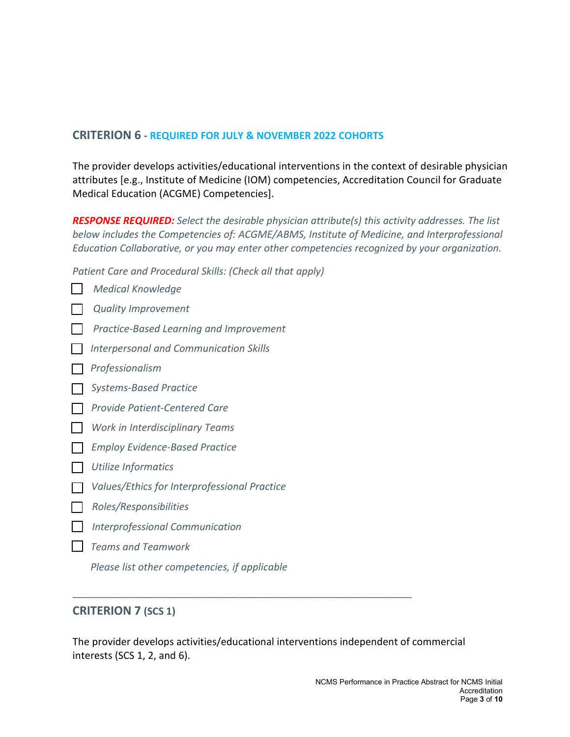## CRITERION 6 - REQUIRED FOR JULY & NOVEMBER 2022 COHORTS

The provider develops activities/educational interventions in the context of desirable physician attributes [e.g., Institute of Medicine (IOM) competencies, Accreditation Council for Graduate Medical Education (ACGME) Competencies].

***RESPONSE REQUIRED:*** *Select the desirable physician attribute(s) this activity addresses. The list below includes the Competencies of: ACGME/ABMS, Institute of Medicine, and Interprofessional Education Collaborative, or you may enter other competencies recognized by your organization.*

*Patient Care and Procedural Skills: (Check all that apply)*

- ☐ *Medical Knowledge*
- ☐ *Quality Improvement*
- ☐ *Practice-Based Learning and Improvement*
- ☐ *Interpersonal and Communication Skills*
- ☐ *Professionalism*
- ☐ *Systems-Based Practice*
- ☐ *Provide Patient-Centered Care*
- ☐ *Work in Interdisciplinary Teams*
- ☐ *Employ Evidence-Based Practice*
- ☐ *Utilize Informatics*
- ☐ *Values/Ethics for Interprofessional Practice*
- ☐ *Roles/Responsibilities*
- ☐ *Interprofessional Communication*
- ☐ *Teams and Teamwork*

*Please list other competencies, if applicable*

---

## CRITERION 7 (SCS 1)

The provider develops activities/educational interventions independent of commercial interests (SCS 1, 2, and 6).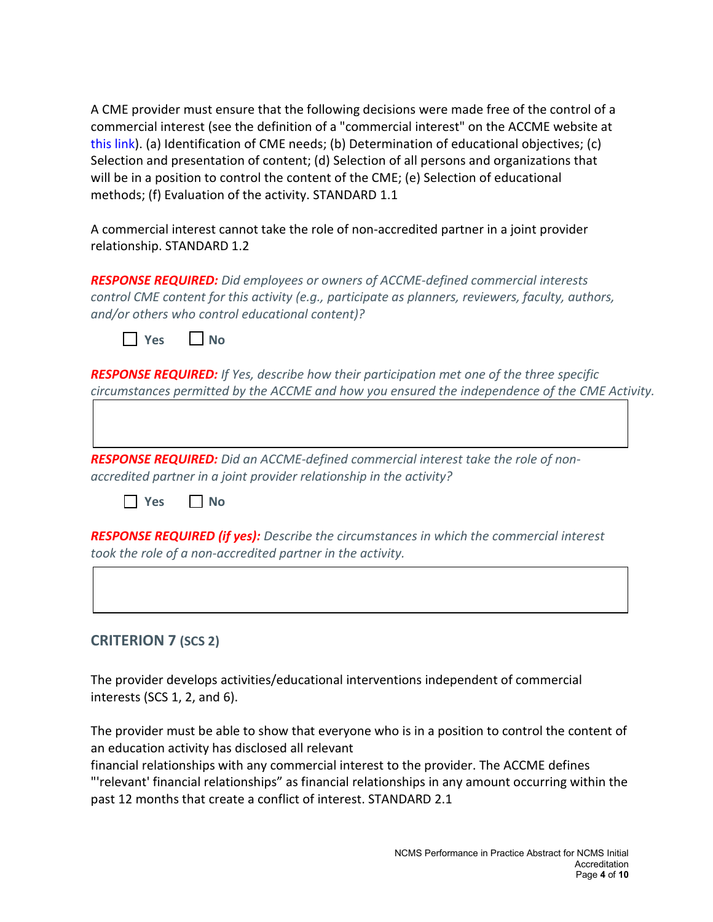A CME provider must ensure that the following decisions were made free of the control of a commercial interest (see the definition of a "commercial interest" on the ACCME website at this link). (a) Identification of CME needs; (b) Determination of educational objectives; (c) Selection and presentation of content; (d) Selection of all persons and organizations that will be in a position to control the content of the CME; (e) Selection of educational methods; (f) Evaluation of the activity. STANDARD 1.1

A commercial interest cannot take the role of non-accredited partner in a joint provider relationship. STANDARD 1.2

***RESPONSE REQUIRED:*** *Did employees or owners of ACCME-defined commercial interests control CME content for this activity (e.g., participate as planners, reviewers, faculty, authors, and/or others who control educational content)?*

☐ **Yes** ☐ **No**

***RESPONSE REQUIRED:*** *If Yes, describe how their participation met one of the three specific circumstances permitted by the ACCME and how you ensured the independence of the CME Activity.*

|   |
|---|
|   |

***RESPONSE REQUIRED:*** *Did an ACCME-defined commercial interest take the role of non-accredited partner in a joint provider relationship in the activity?*

☐ **Yes** ☐ **No**

***RESPONSE REQUIRED (if yes):*** *Describe the circumstances in which the commercial interest took the role of a non-accredited partner in the activity.*

|   |
|---|
|   |

## CRITERION 7 (SCS 2)

The provider develops activities/educational interventions independent of commercial interests (SCS 1, 2, and 6).

The provider must be able to show that everyone who is in a position to control the content of an education activity has disclosed all relevant
financial relationships with any commercial interest to the provider. The ACCME defines "'relevant' financial relationships" as financial relationships in any amount occurring within the past 12 months that create a conflict of interest. STANDARD 2.1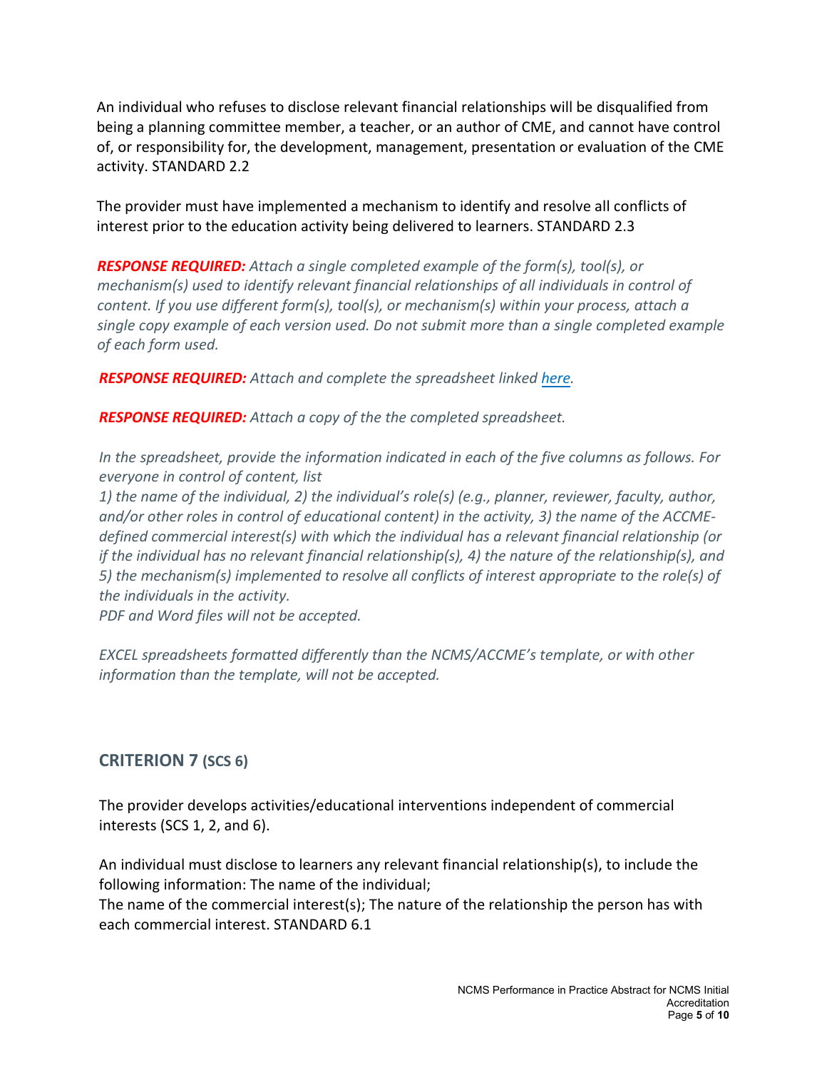An individual who refuses to disclose relevant financial relationships will be disqualified from being a planning committee member, a teacher, or an author of CME, and cannot have control of, or responsibility for, the development, management, presentation or evaluation of the CME activity. STANDARD 2.2

The provider must have implemented a mechanism to identify and resolve all conflicts of interest prior to the education activity being delivered to learners. STANDARD 2.3

***RESPONSE REQUIRED:*** *Attach a single completed example of the form(s), tool(s), or mechanism(s) used to identify relevant financial relationships of all individuals in control of content. If you use different form(s), tool(s), or mechanism(s) within your process, attach a single copy example of each version used. Do not submit more than a single completed example of each form used.*

***RESPONSE REQUIRED:*** *Attach and complete the spreadsheet linked [here](#).*

***RESPONSE REQUIRED:*** *Attach a copy of the the completed spreadsheet.*

*In the spreadsheet, provide the information indicated in each of the five columns as follows. For everyone in control of content, list*
*1) the name of the individual, 2) the individual's role(s) (e.g., planner, reviewer, faculty, author, and/or other roles in control of educational content) in the activity, 3) the name of the ACCME-defined commercial interest(s) with which the individual has a relevant financial relationship (or if the individual has no relevant financial relationship(s), 4) the nature of the relationship(s), and 5) the mechanism(s) implemented to resolve all conflicts of interest appropriate to the role(s) of the individuals in the activity.*
*PDF and Word files will not be accepted.*

*EXCEL spreadsheets formatted differently than the NCMS/ACCME's template, or with other information than the template, will not be accepted.*

## CRITERION 7 (SCS 6)

The provider develops activities/educational interventions independent of commercial interests (SCS 1, 2, and 6).

An individual must disclose to learners any relevant financial relationship(s), to include the following information: The name of the individual;
The name of the commercial interest(s); The nature of the relationship the person has with each commercial interest. STANDARD 6.1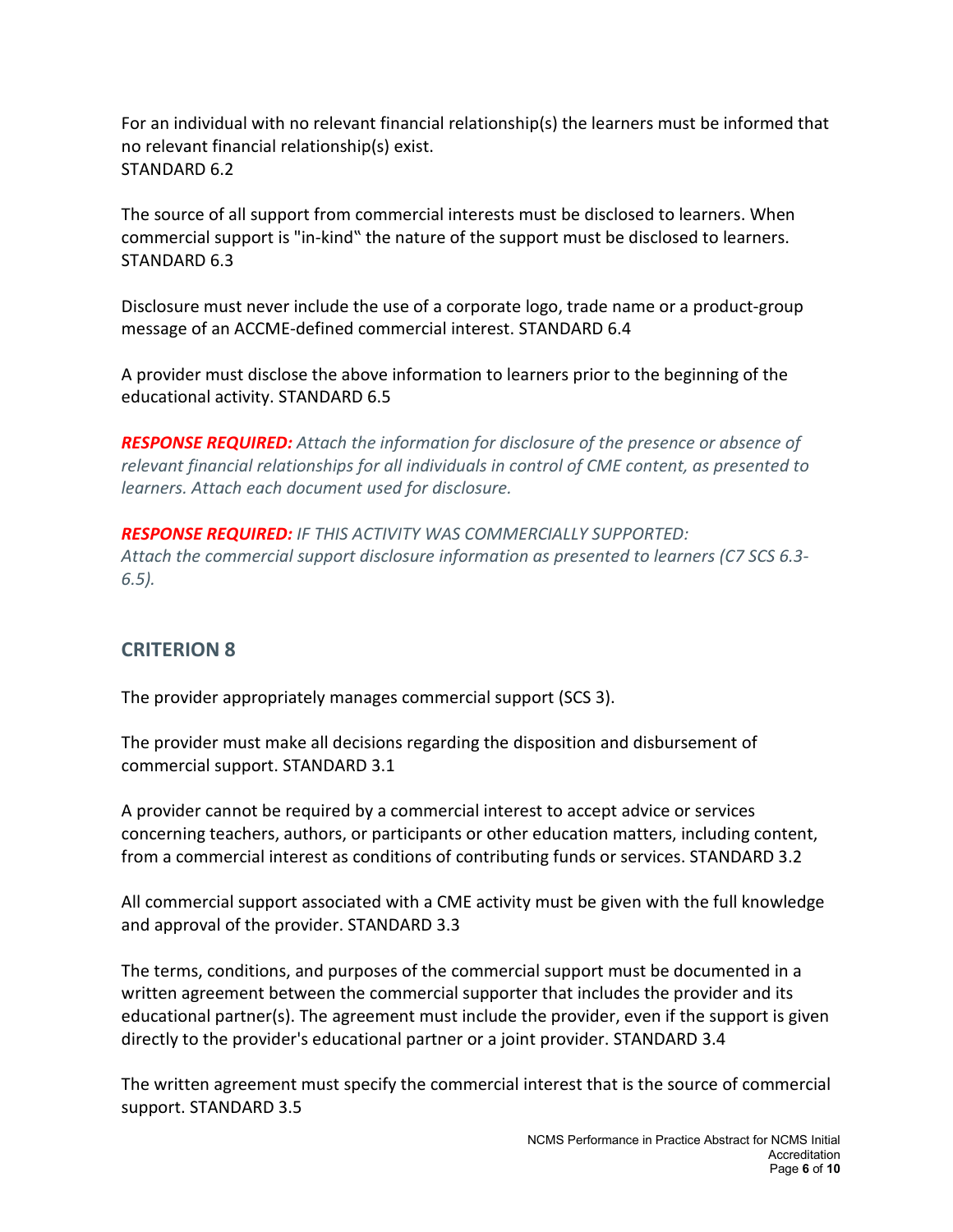For an individual with no relevant financial relationship(s) the learners must be informed that no relevant financial relationship(s) exist.
STANDARD 6.2

The source of all support from commercial interests must be disclosed to learners. When commercial support is "in-kind" the nature of the support must be disclosed to learners. STANDARD 6.3

Disclosure must never include the use of a corporate logo, trade name or a product-group message of an ACCME-defined commercial interest. STANDARD 6.4

A provider must disclose the above information to learners prior to the beginning of the educational activity. STANDARD 6.5

***RESPONSE REQUIRED:*** *Attach the information for disclosure of the presence or absence of relevant financial relationships for all individuals in control of CME content, as presented to learners. Attach each document used for disclosure.*

***RESPONSE REQUIRED:*** *IF THIS ACTIVITY WAS COMMERCIALLY SUPPORTED: Attach the commercial support disclosure information as presented to learners (C7 SCS 6.3-6.5).*

## CRITERION 8

The provider appropriately manages commercial support (SCS 3).

The provider must make all decisions regarding the disposition and disbursement of commercial support. STANDARD 3.1

A provider cannot be required by a commercial interest to accept advice or services concerning teachers, authors, or participants or other education matters, including content, from a commercial interest as conditions of contributing funds or services. STANDARD 3.2

All commercial support associated with a CME activity must be given with the full knowledge and approval of the provider. STANDARD 3.3

The terms, conditions, and purposes of the commercial support must be documented in a written agreement between the commercial supporter that includes the provider and its educational partner(s). The agreement must include the provider, even if the support is given directly to the provider's educational partner or a joint provider. STANDARD 3.4

The written agreement must specify the commercial interest that is the source of commercial support. STANDARD 3.5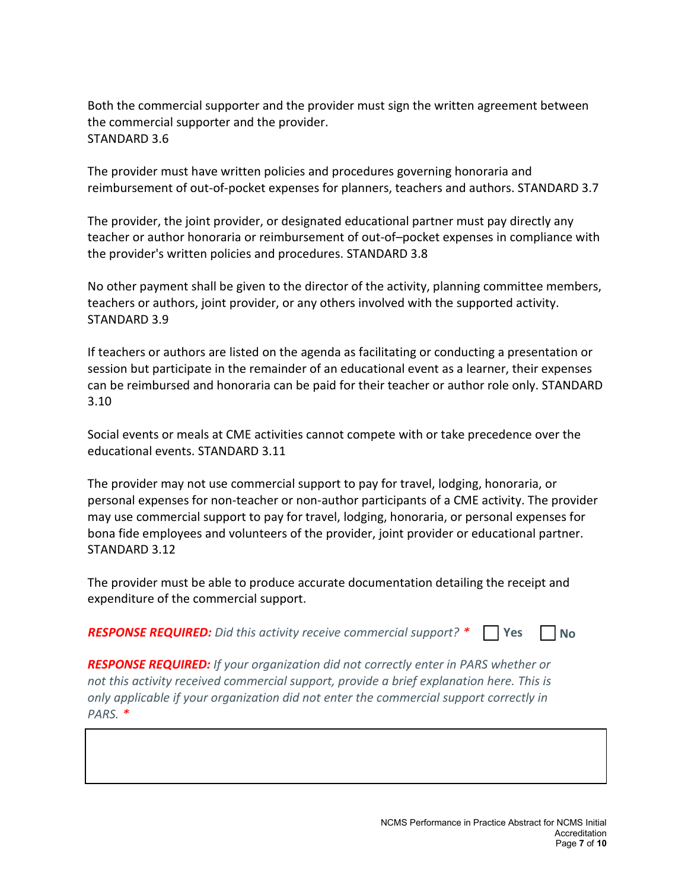Both the commercial supporter and the provider must sign the written agreement between the commercial supporter and the provider.
STANDARD 3.6

The provider must have written policies and procedures governing honoraria and reimbursement of out-of-pocket expenses for planners, teachers and authors. STANDARD 3.7

The provider, the joint provider, or designated educational partner must pay directly any teacher or author honoraria or reimbursement of out-of–pocket expenses in compliance with the provider's written policies and procedures. STANDARD 3.8

No other payment shall be given to the director of the activity, planning committee members, teachers or authors, joint provider, or any others involved with the supported activity. STANDARD 3.9

If teachers or authors are listed on the agenda as facilitating or conducting a presentation or session but participate in the remainder of an educational event as a learner, their expenses can be reimbursed and honoraria can be paid for their teacher or author role only. STANDARD 3.10

Social events or meals at CME activities cannot compete with or take precedence over the educational events. STANDARD 3.11

The provider may not use commercial support to pay for travel, lodging, honoraria, or personal expenses for non-teacher or non-author participants of a CME activity. The provider may use commercial support to pay for travel, lodging, honoraria, or personal expenses for bona fide employees and volunteers of the provider, joint provider or educational partner. STANDARD 3.12

The provider must be able to produce accurate documentation detailing the receipt and expenditure of the commercial support.

***RESPONSE REQUIRED:*** *Did this activity receive commercial support?* * ☐ **Yes** ☐ **No**

***RESPONSE REQUIRED:*** *If your organization did not correctly enter in PARS whether or not this activity received commercial support, provide a brief explanation here. This is only applicable if your organization did not enter the commercial support correctly in PARS.* *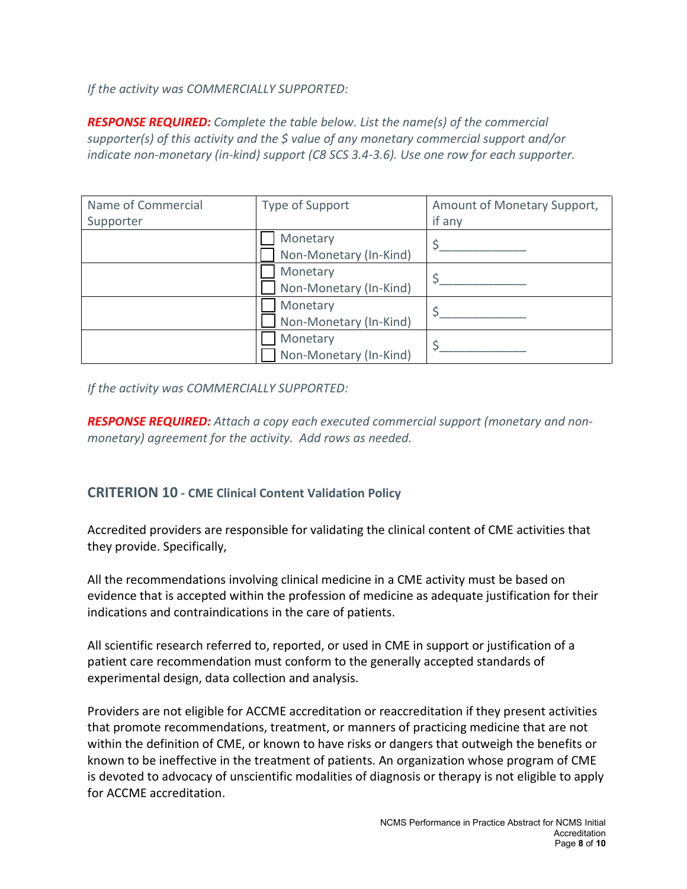*If the activity was COMMERCIALLY SUPPORTED:*

***RESPONSE REQUIRED:*** *Complete the table below. List the name(s) of the commercial supporter(s) of this activity and the $ value of any monetary commercial support and/or indicate non-monetary (in-kind) support (C8 SCS 3.4-3.6). Use one row for each supporter.*

| Name of Commercial Supporter | Type of Support | Amount of Monetary Support, if any |
|---|---|---|
| | ☐ Monetary<br>☐ Non-Monetary (In-Kind) | $____________ |
| | ☐ Monetary<br>☐ Non-Monetary (In-Kind) | $____________ |
| | ☐ Monetary<br>☐ Non-Monetary (In-Kind) | $____________ |
| | ☐ Monetary<br>☐ Non-Monetary (In-Kind) | $____________ |

*If the activity was COMMERCIALLY SUPPORTED:*

***RESPONSE REQUIRED:*** *Attach a copy each executed commercial support (monetary and non-monetary) agreement for the activity. Add rows as needed.*

## CRITERION 10 - CME Clinical Content Validation Policy

Accredited providers are responsible for validating the clinical content of CME activities that they provide. Specifically,

All the recommendations involving clinical medicine in a CME activity must be based on evidence that is accepted within the profession of medicine as adequate justification for their indications and contraindications in the care of patients.

All scientific research referred to, reported, or used in CME in support or justification of a patient care recommendation must conform to the generally accepted standards of experimental design, data collection and analysis.

Providers are not eligible for ACCME accreditation or reaccreditation if they present activities that promote recommendations, treatment, or manners of practicing medicine that are not within the definition of CME, or known to have risks or dangers that outweigh the benefits or known to be ineffective in the treatment of patients. An organization whose program of CME is devoted to advocacy of unscientific modalities of diagnosis or therapy is not eligible to apply for ACCME accreditation.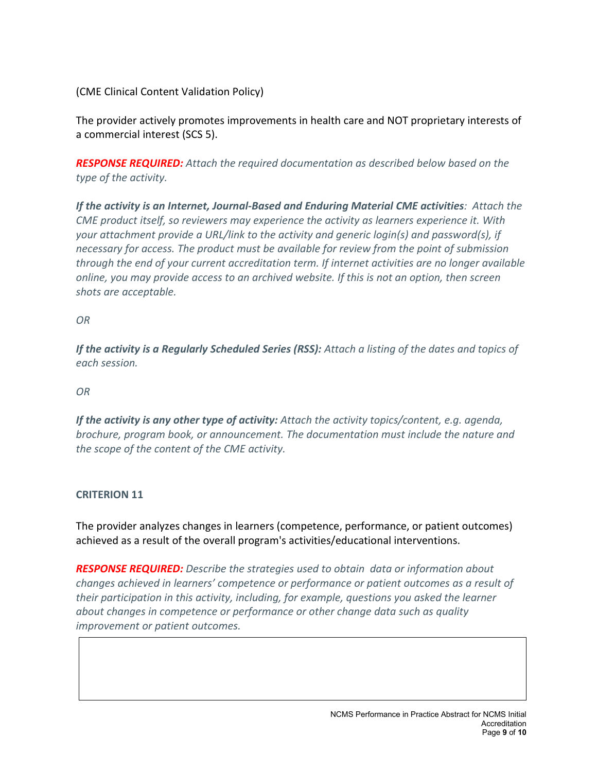(CME Clinical Content Validation Policy)

The provider actively promotes improvements in health care and NOT proprietary interests of a commercial interest (SCS 5).

***RESPONSE REQUIRED:*** *Attach the required documentation as described below based on the type of the activity.*

***If the activity is an Internet, Journal-Based and Enduring Material CME activities****: Attach the CME product itself, so reviewers may experience the activity as learners experience it. With your attachment provide a URL/link to the activity and generic login(s) and password(s), if necessary for access. The product must be available for review from the point of submission through the end of your current accreditation term. If internet activities are no longer available online, you may provide access to an archived website. If this is not an option, then screen shots are acceptable.*

*OR*

***If the activity is a Regularly Scheduled Series (RSS):*** *Attach a listing of the dates and topics of each session.*

*OR*

***If the activity is any other type of activity:*** *Attach the activity topics/content, e.g. agenda, brochure, program book, or announcement. The documentation must include the nature and the scope of the content of the CME activity.*

**CRITERION 11**

The provider analyzes changes in learners (competence, performance, or patient outcomes) achieved as a result of the overall program's activities/educational interventions.

***RESPONSE REQUIRED:*** *Describe the strategies used to obtain data or information about changes achieved in learners' competence or performance or patient outcomes as a result of their participation in this activity, including, for example, questions you asked the learner about changes in competence or performance or other change data such as quality improvement or patient outcomes.*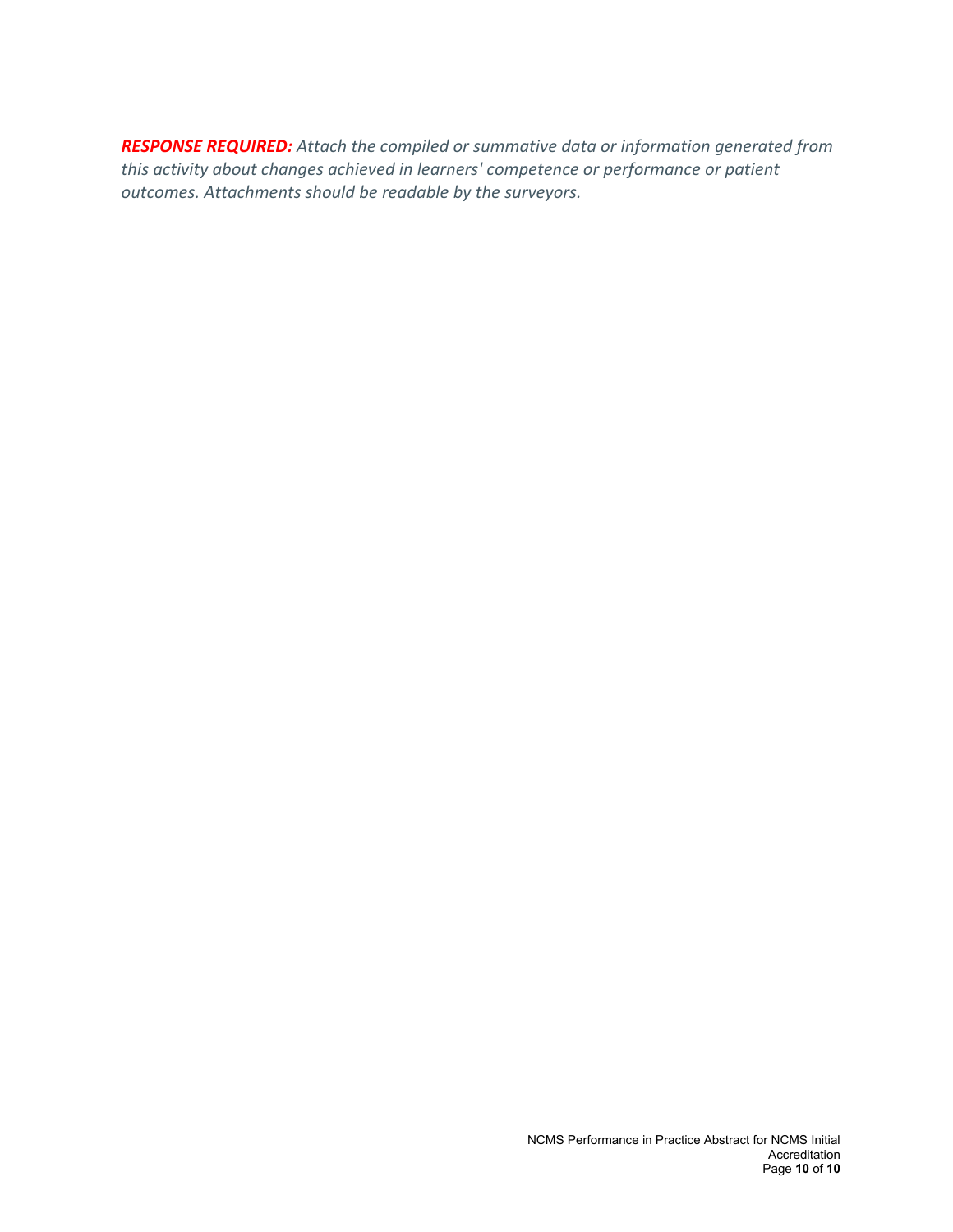***RESPONSE REQUIRED:*** *Attach the compiled or summative data or information generated from this activity about changes achieved in learners' competence or performance or patient outcomes. Attachments should be readable by the surveyors.*